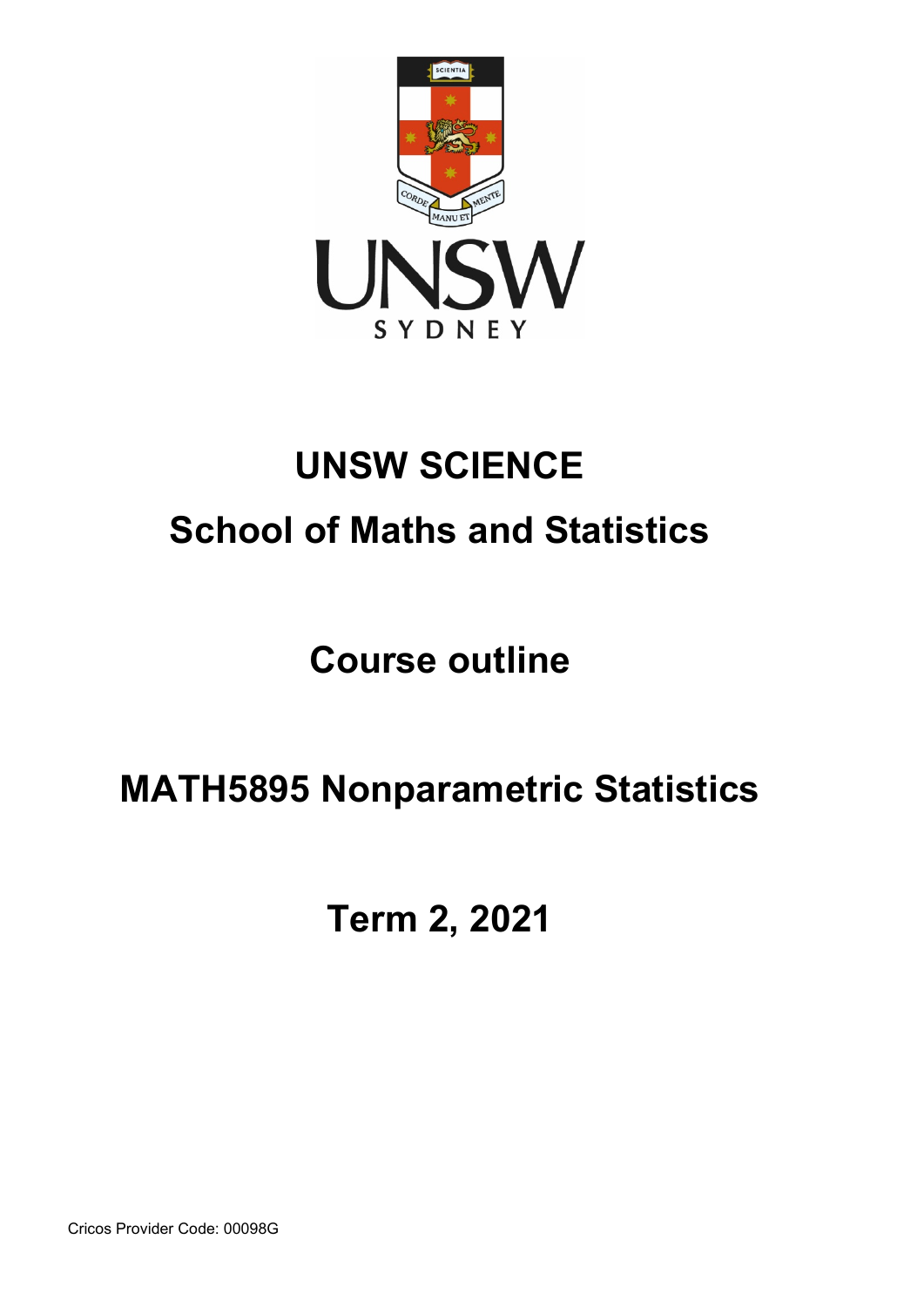# UNSW SCIENCE

## School of Maths and Statistics

## Course outline

# MATH5895 Nonparametric Statistics

## Term 2, 2021

Cricos Provider Code: 00098G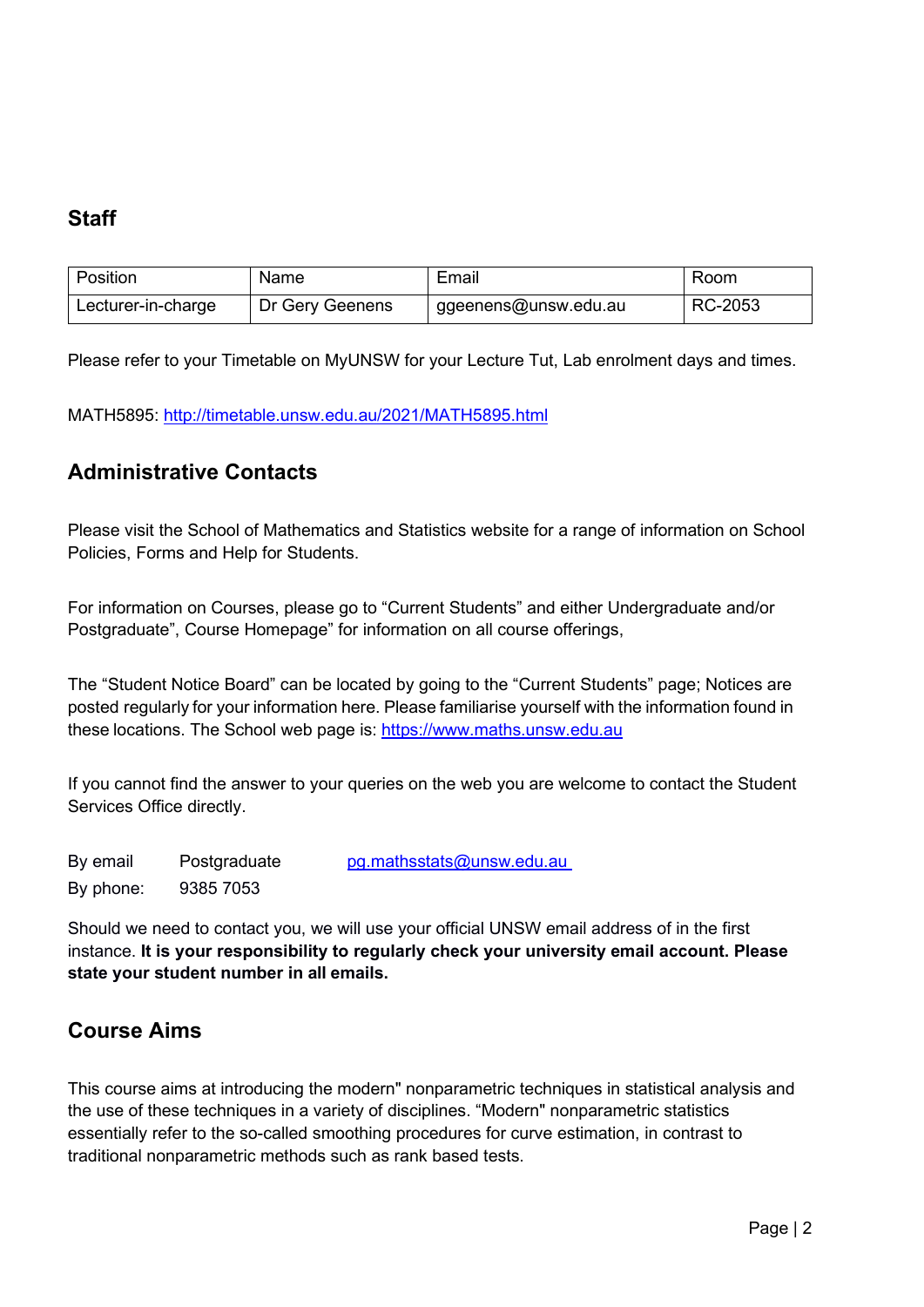## Staff

| Position | Name | Email | Room |
|---|---|---|---|
| Lecturer-in-charge | Dr Gery Geenens | ggeenens@unsw.edu.au | RC-2053 |

Please refer to your Timetable on MyUNSW for your Lecture Tut, Lab enrolment days and times.

MATH5895: http://timetable.unsw.edu.au/2021/MATH5895.html

## Administrative Contacts

Please visit the School of Mathematics and Statistics website for a range of information on School Policies, Forms and Help for Students.

For information on Courses, please go to "Current Students" and either Undergraduate and/or Postgraduate", Course Homepage" for information on all course offerings,

The "Student Notice Board" can be located by going to the "Current Students" page; Notices are posted regularly for your information here. Please familiarise yourself with the information found in these locations. The School web page is: https://www.maths.unsw.edu.au

If you cannot find the answer to your queries on the web you are welcome to contact the Student Services Office directly.

By email  Postgraduate  pg.mathsstats@unsw.edu.au

By phone:  9385 7053

Should we need to contact you, we will use your official UNSW email address of in the first instance. **It is your responsibility to regularly check your university email account. Please state your student number in all emails.**

## Course Aims

This course aims at introducing the modern" nonparametric techniques in statistical analysis and the use of these techniques in a variety of disciplines. "Modern" nonparametric statistics essentially refer to the so-called smoothing procedures for curve estimation, in contrast to traditional nonparametric methods such as rank based tests.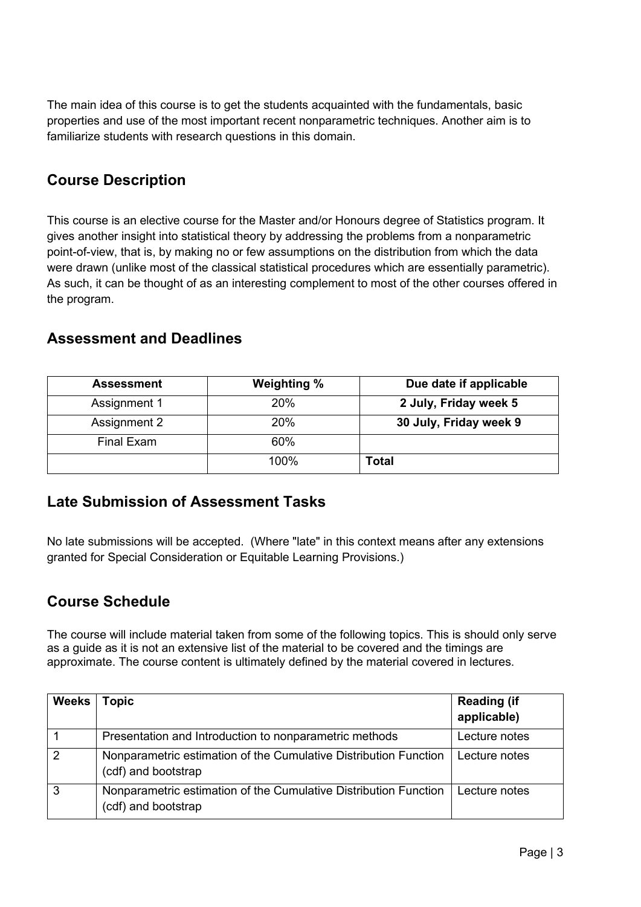The main idea of this course is to get the students acquainted with the fundamentals, basic properties and use of the most important recent nonparametric techniques. Another aim is to familiarize students with research questions in this domain.

## Course Description

This course is an elective course for the Master and/or Honours degree of Statistics program. It gives another insight into statistical theory by addressing the problems from a nonparametric point-of-view, that is, by making no or few assumptions on the distribution from which the data were drawn (unlike most of the classical statistical procedures which are essentially parametric). As such, it can be thought of as an interesting complement to most of the other courses offered in the program.

## Assessment and Deadlines

| Assessment | Weighting % | Due date if applicable |
|---|---|---|
| Assignment 1 | 20% | **2 July, Friday week 5** |
| Assignment 2 | 20% | **30 July, Friday week 9** |
| Final Exam | 60% | |
| | 100% | **Total** |

## Late Submission of Assessment Tasks

No late submissions will be accepted. (Where "late" in this context means after any extensions granted for Special Consideration or Equitable Learning Provisions.)

## Course Schedule

The course will include material taken from some of the following topics. This is should only serve as a guide as it is not an extensive list of the material to be covered and the timings are approximate. The course content is ultimately defined by the material covered in lectures.

| Weeks | Topic | Reading (if applicable) |
|---|---|---|
| 1 | Presentation and Introduction to nonparametric methods | Lecture notes |
| 2 | Nonparametric estimation of the Cumulative Distribution Function (cdf) and bootstrap | Lecture notes |
| 3 | Nonparametric estimation of the Cumulative Distribution Function (cdf) and bootstrap | Lecture notes |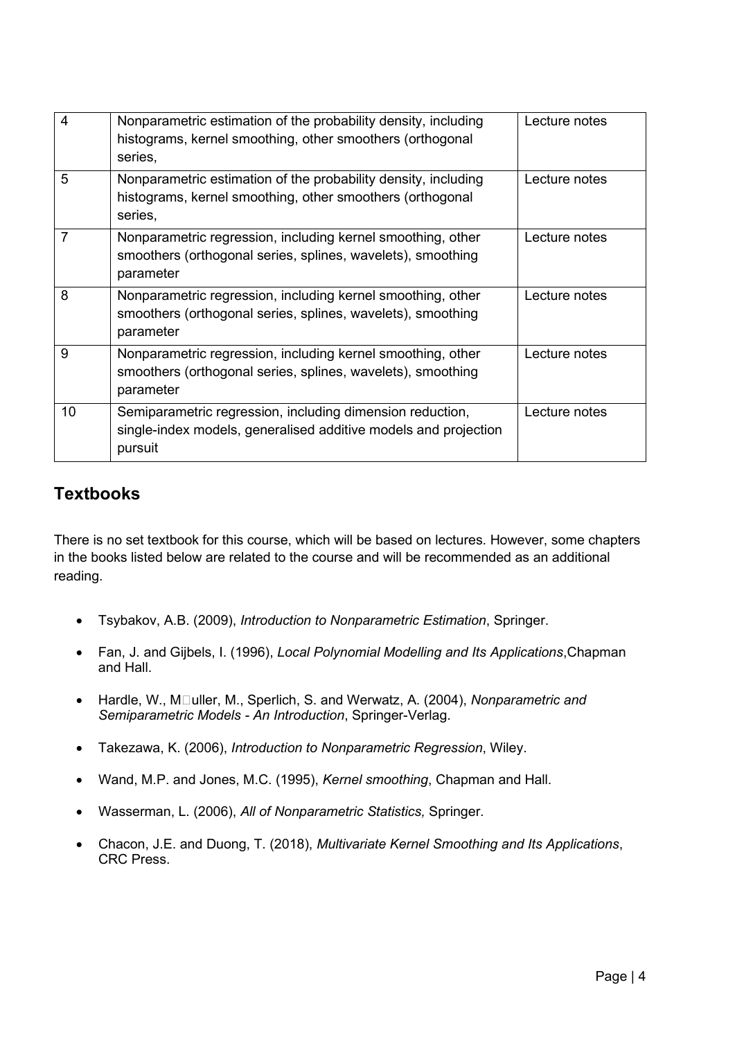| 4 | Nonparametric estimation of the probability density, including histograms, kernel smoothing, other smoothers (orthogonal series, | Lecture notes |
|---|---|---|
| 5 | Nonparametric estimation of the probability density, including histograms, kernel smoothing, other smoothers (orthogonal series, | Lecture notes |
| 7 | Nonparametric regression, including kernel smoothing, other smoothers (orthogonal series, splines, wavelets), smoothing parameter | Lecture notes |
| 8 | Nonparametric regression, including kernel smoothing, other smoothers (orthogonal series, splines, wavelets), smoothing parameter | Lecture notes |
| 9 | Nonparametric regression, including kernel smoothing, other smoothers (orthogonal series, splines, wavelets), smoothing parameter | Lecture notes |
| 10 | Semiparametric regression, including dimension reduction, single-index models, generalised additive models and projection pursuit | Lecture notes |

## Textbooks

There is no set textbook for this course, which will be based on lectures. However, some chapters in the books listed below are related to the course and will be recommended as an additional reading.

- Tsybakov, A.B. (2009), *Introduction to Nonparametric Estimation*, Springer.
- Fan, J. and Gijbels, I. (1996), *Local Polynomial Modelling and Its Applications*,Chapman and Hall.
- Hardle, W., M□uller, M., Sperlich, S. and Werwatz, A. (2004), *Nonparametric and Semiparametric Models - An Introduction*, Springer-Verlag.
- Takezawa, K. (2006), *Introduction to Nonparametric Regression*, Wiley.
- Wand, M.P. and Jones, M.C. (1995), *Kernel smoothing*, Chapman and Hall.
- Wasserman, L. (2006), *All of Nonparametric Statistics,* Springer.
- Chacon, J.E. and Duong, T. (2018), *Multivariate Kernel Smoothing and Its Applications*, CRC Press.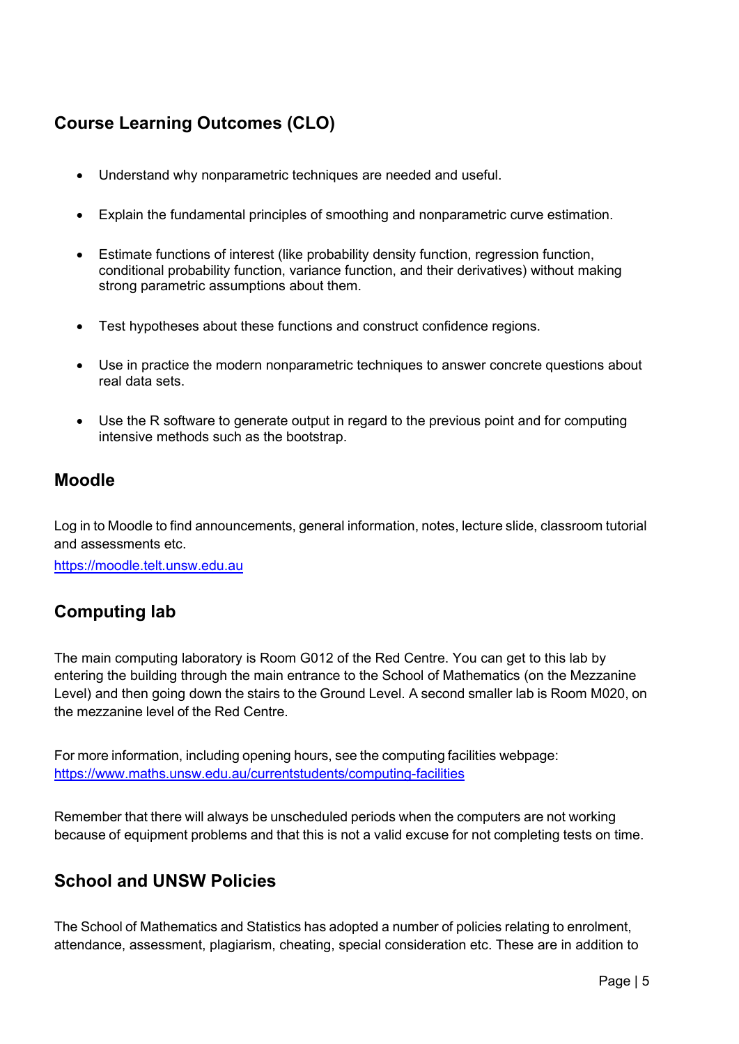## Course Learning Outcomes (CLO)

- Understand why nonparametric techniques are needed and useful.
- Explain the fundamental principles of smoothing and nonparametric curve estimation.
- Estimate functions of interest (like probability density function, regression function, conditional probability function, variance function, and their derivatives) without making strong parametric assumptions about them.
- Test hypotheses about these functions and construct confidence regions.
- Use in practice the modern nonparametric techniques to answer concrete questions about real data sets.
- Use the R software to generate output in regard to the previous point and for computing intensive methods such as the bootstrap.

## Moodle

Log in to Moodle to find announcements, general information, notes, lecture slide, classroom tutorial and assessments etc.

https://moodle.telt.unsw.edu.au

## Computing lab

The main computing laboratory is Room G012 of the Red Centre. You can get to this lab by entering the building through the main entrance to the School of Mathematics (on the Mezzanine Level) and then going down the stairs to the Ground Level. A second smaller lab is Room M020, on the mezzanine level of the Red Centre.

For more information, including opening hours, see the computing facilities webpage: https://www.maths.unsw.edu.au/currentstudents/computing-facilities

Remember that there will always be unscheduled periods when the computers are not working because of equipment problems and that this is not a valid excuse for not completing tests on time.

## School and UNSW Policies

The School of Mathematics and Statistics has adopted a number of policies relating to enrolment, attendance, assessment, plagiarism, cheating, special consideration etc. These are in addition to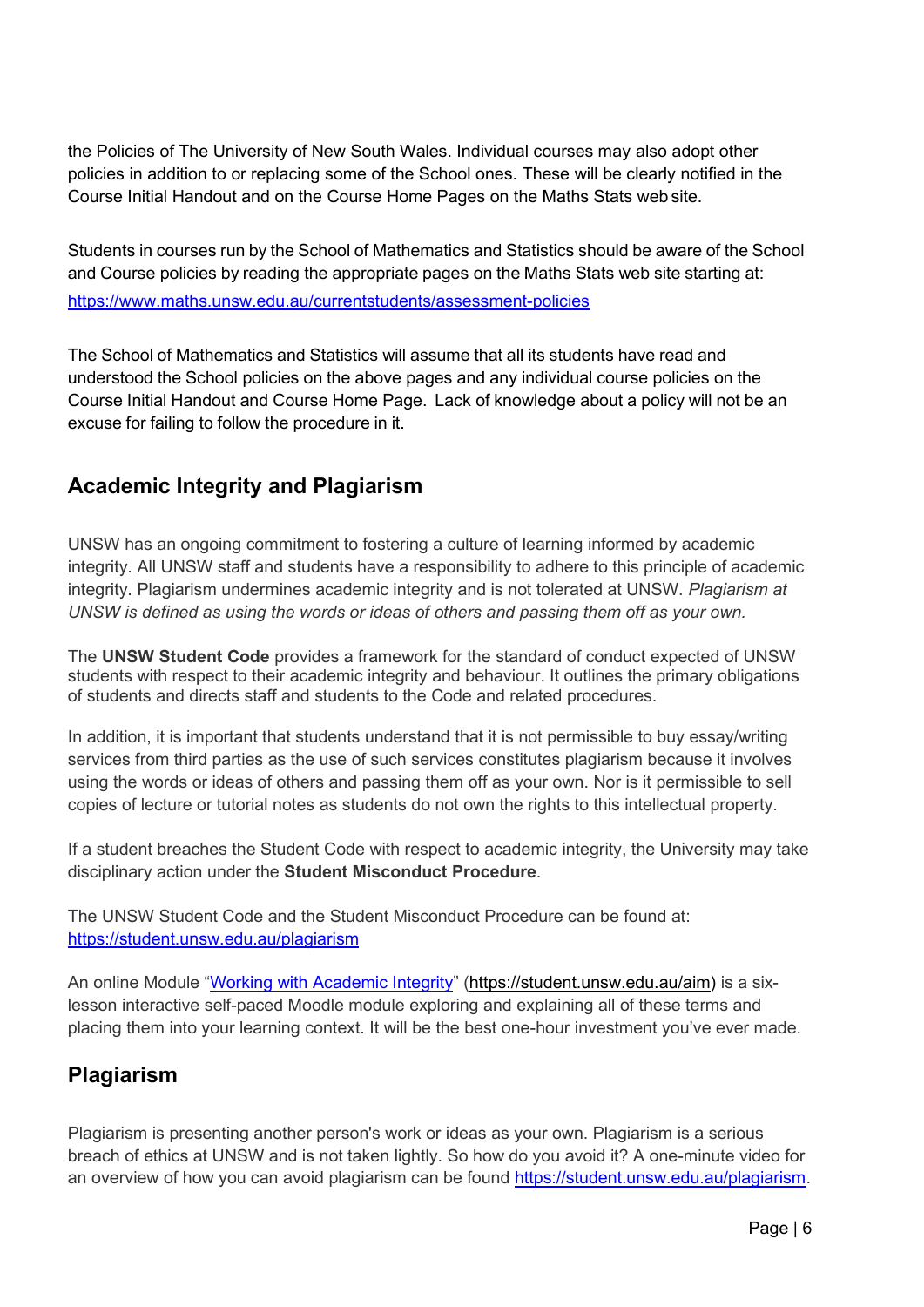the Policies of The University of New South Wales. Individual courses may also adopt other policies in addition to or replacing some of the School ones. These will be clearly notified in the Course Initial Handout and on the Course Home Pages on the Maths Stats web site.

Students in courses run by the School of Mathematics and Statistics should be aware of the School and Course policies by reading the appropriate pages on the Maths Stats web site starting at: https://www.maths.unsw.edu.au/currentstudents/assessment-policies

The School of Mathematics and Statistics will assume that all its students have read and understood the School policies on the above pages and any individual course policies on the Course Initial Handout and Course Home Page. Lack of knowledge about a policy will not be an excuse for failing to follow the procedure in it.

## Academic Integrity and Plagiarism

UNSW has an ongoing commitment to fostering a culture of learning informed by academic integrity. All UNSW staff and students have a responsibility to adhere to this principle of academic integrity. Plagiarism undermines academic integrity and is not tolerated at UNSW. *Plagiarism at UNSW is defined as using the words or ideas of others and passing them off as your own.*

The **UNSW Student Code** provides a framework for the standard of conduct expected of UNSW students with respect to their academic integrity and behaviour. It outlines the primary obligations of students and directs staff and students to the Code and related procedures.

In addition, it is important that students understand that it is not permissible to buy essay/writing services from third parties as the use of such services constitutes plagiarism because it involves using the words or ideas of others and passing them off as your own. Nor is it permissible to sell copies of lecture or tutorial notes as students do not own the rights to this intellectual property.

If a student breaches the Student Code with respect to academic integrity, the University may take disciplinary action under the **Student Misconduct Procedure**.

The UNSW Student Code and the Student Misconduct Procedure can be found at: https://student.unsw.edu.au/plagiarism

An online Module "Working with Academic Integrity" (https://student.unsw.edu.au/aim) is a six-lesson interactive self-paced Moodle module exploring and explaining all of these terms and placing them into your learning context. It will be the best one-hour investment you've ever made.

## Plagiarism

Plagiarism is presenting another person's work or ideas as your own. Plagiarism is a serious breach of ethics at UNSW and is not taken lightly. So how do you avoid it? A one-minute video for an overview of how you can avoid plagiarism can be found https://student.unsw.edu.au/plagiarism.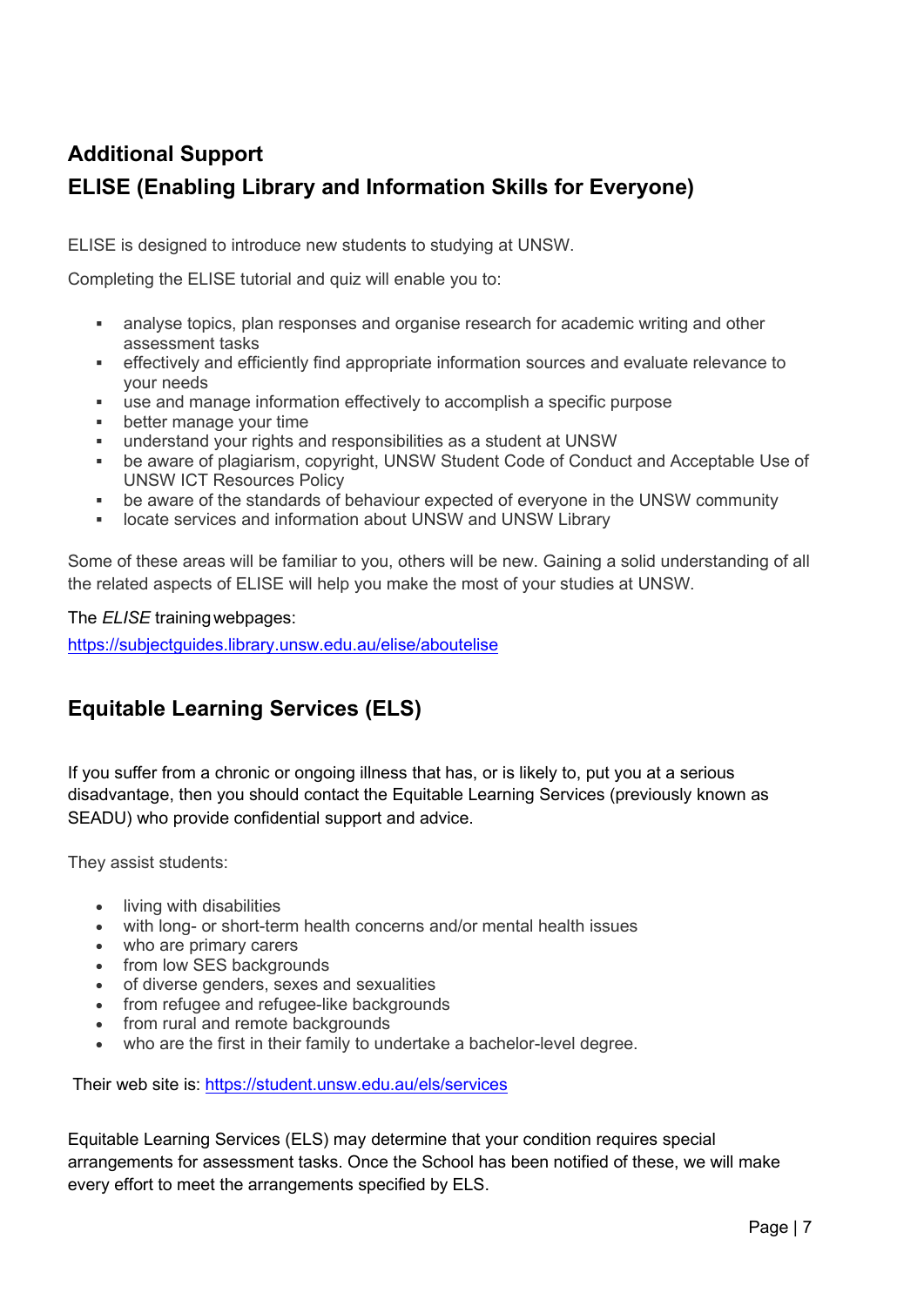## Additional Support

## ELISE (Enabling Library and Information Skills for Everyone)

ELISE is designed to introduce new students to studying at UNSW.

Completing the ELISE tutorial and quiz will enable you to:

- analyse topics, plan responses and organise research for academic writing and other assessment tasks
- effectively and efficiently find appropriate information sources and evaluate relevance to your needs
- use and manage information effectively to accomplish a specific purpose
- better manage your time
- understand your rights and responsibilities as a student at UNSW
- be aware of plagiarism, copyright, UNSW Student Code of Conduct and Acceptable Use of UNSW ICT Resources Policy
- be aware of the standards of behaviour expected of everyone in the UNSW community
- locate services and information about UNSW and UNSW Library

Some of these areas will be familiar to you, others will be new. Gaining a solid understanding of all the related aspects of ELISE will help you make the most of your studies at UNSW.

The *ELISE* training webpages:

https://subjectguides.library.unsw.edu.au/elise/aboutelise

## Equitable Learning Services (ELS)

If you suffer from a chronic or ongoing illness that has, or is likely to, put you at a serious disadvantage, then you should contact the Equitable Learning Services (previously known as SEADU) who provide confidential support and advice.

They assist students:

- living with disabilities
- with long- or short-term health concerns and/or mental health issues
- who are primary carers
- from low SES backgrounds
- of diverse genders, sexes and sexualities
- from refugee and refugee-like backgrounds
- from rural and remote backgrounds
- who are the first in their family to undertake a bachelor-level degree.

Their web site is: https://student.unsw.edu.au/els/services

Equitable Learning Services (ELS) may determine that your condition requires special arrangements for assessment tasks. Once the School has been notified of these, we will make every effort to meet the arrangements specified by ELS.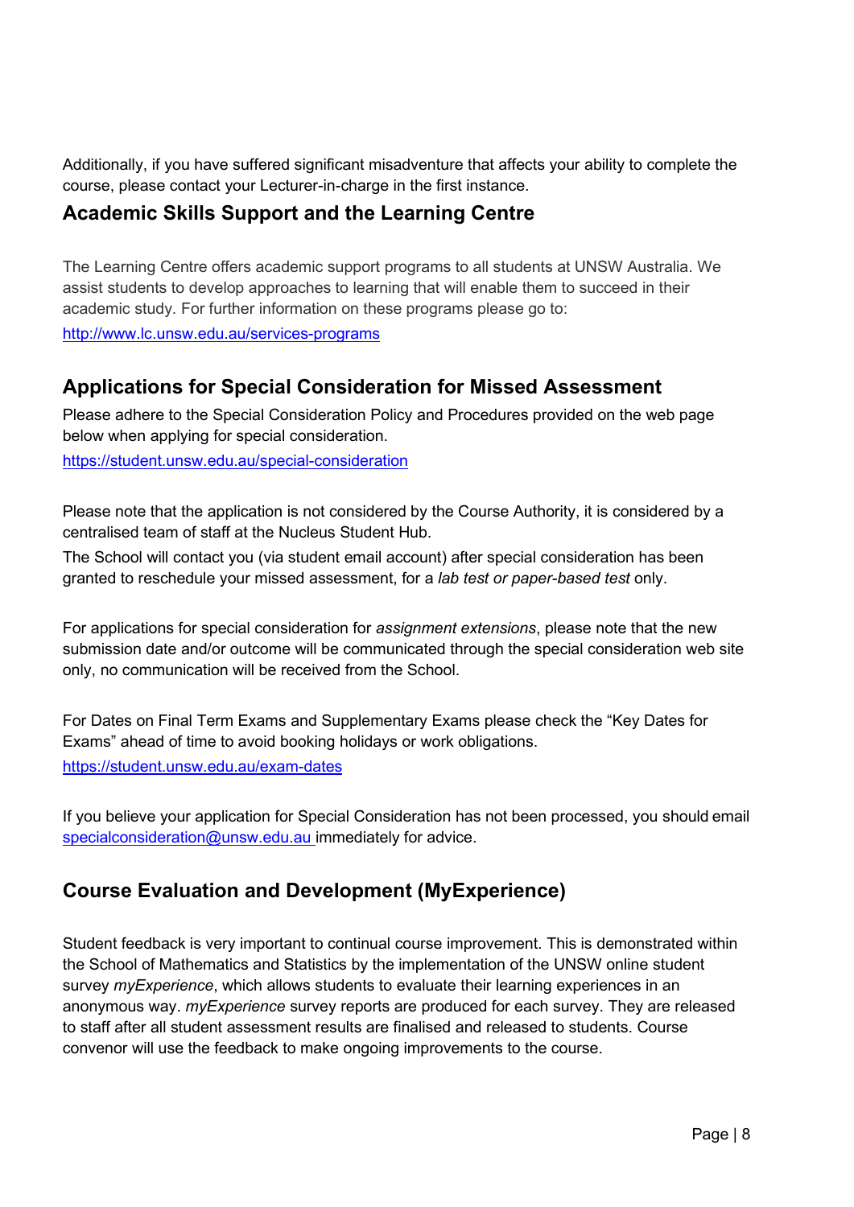Additionally, if you have suffered significant misadventure that affects your ability to complete the course, please contact your Lecturer-in-charge in the first instance.

## Academic Skills Support and the Learning Centre

The Learning Centre offers academic support programs to all students at UNSW Australia. We assist students to develop approaches to learning that will enable them to succeed in their academic study. For further information on these programs please go to:

http://www.lc.unsw.edu.au/services-programs

## Applications for Special Consideration for Missed Assessment

Please adhere to the Special Consideration Policy and Procedures provided on the web page below when applying for special consideration.

https://student.unsw.edu.au/special-consideration

Please note that the application is not considered by the Course Authority, it is considered by a centralised team of staff at the Nucleus Student Hub.

The School will contact you (via student email account) after special consideration has been granted to reschedule your missed assessment, for a *lab test or paper-based test* only.

For applications for special consideration for *assignment extensions*, please note that the new submission date and/or outcome will be communicated through the special consideration web site only, no communication will be received from the School.

For Dates on Final Term Exams and Supplementary Exams please check the "Key Dates for Exams" ahead of time to avoid booking holidays or work obligations.

https://student.unsw.edu.au/exam-dates

If you believe your application for Special Consideration has not been processed, you should email specialconsideration@unsw.edu.au immediately for advice.

## Course Evaluation and Development (MyExperience)

Student feedback is very important to continual course improvement. This is demonstrated within the School of Mathematics and Statistics by the implementation of the UNSW online student survey *myExperience*, which allows students to evaluate their learning experiences in an anonymous way. *myExperience* survey reports are produced for each survey. They are released to staff after all student assessment results are finalised and released to students. Course convenor will use the feedback to make ongoing improvements to the course.